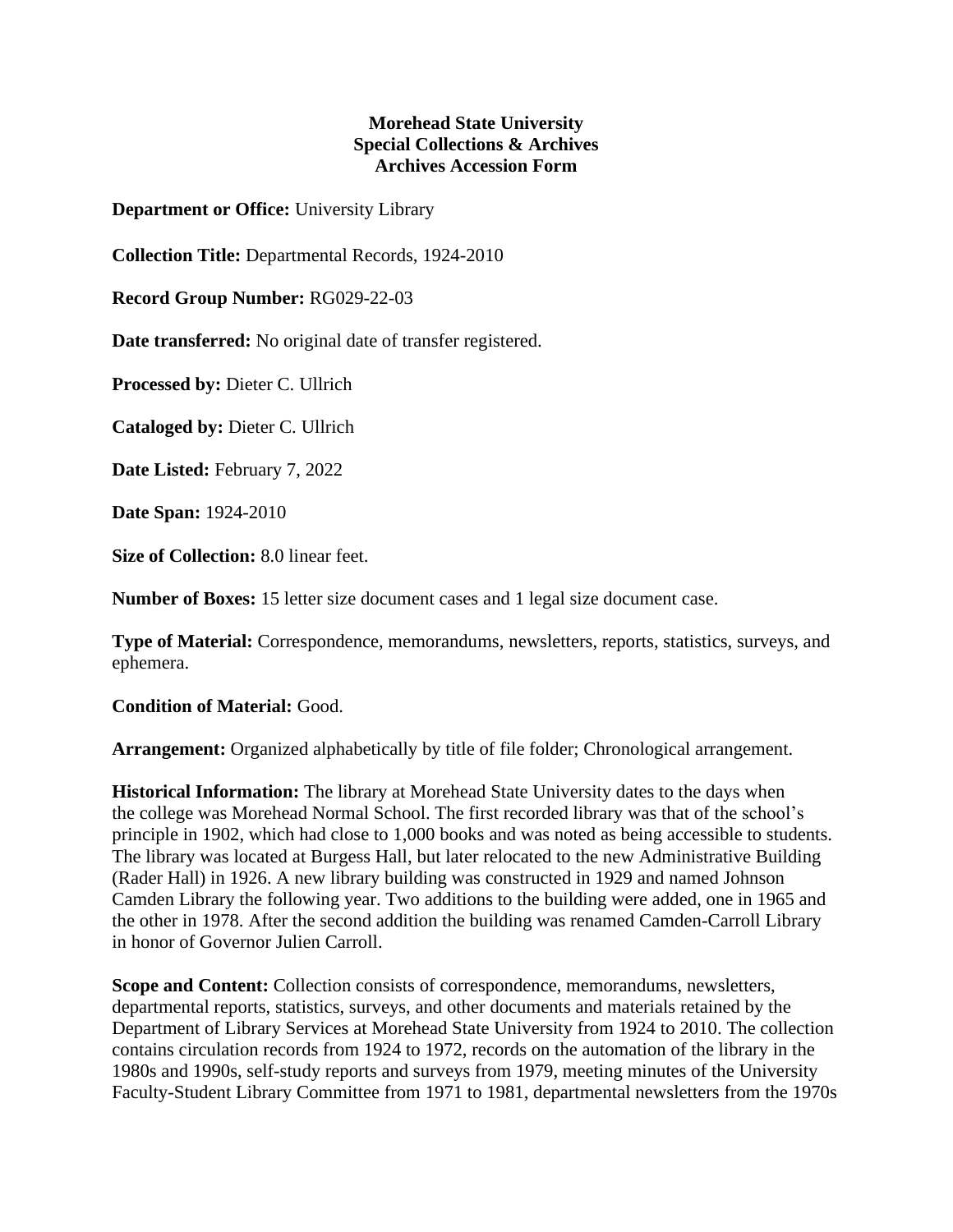**Morehead State University**
**Special Collections & Archives**
**Archives Accession Form**

**Department or Office:** University Library

**Collection Title:** Departmental Records, 1924-2010

**Record Group Number:** RG029-22-03

**Date transferred:** No original date of transfer registered.

**Processed by:** Dieter C. Ullrich

**Cataloged by:** Dieter C. Ullrich

**Date Listed:** February 7, 2022

**Date Span:** 1924-2010

**Size of Collection:** 8.0 linear feet.

**Number of Boxes:** 15 letter size document cases and 1 legal size document case.

**Type of Material:** Correspondence, memorandums, newsletters, reports, statistics, surveys, and ephemera.

**Condition of Material:** Good.

**Arrangement:** Organized alphabetically by title of file folder; Chronological arrangement.

**Historical Information:** The library at Morehead State University dates to the days when the college was Morehead Normal School. The first recorded library was that of the school's principle in 1902, which had close to 1,000 books and was noted as being accessible to students. The library was located at Burgess Hall, but later relocated to the new Administrative Building (Rader Hall) in 1926. A new library building was constructed in 1929 and named Johnson Camden Library the following year. Two additions to the building were added, one in 1965 and the other in 1978. After the second addition the building was renamed Camden-Carroll Library in honor of Governor Julien Carroll.

**Scope and Content:** Collection consists of correspondence, memorandums, newsletters, departmental reports, statistics, surveys, and other documents and materials retained by the Department of Library Services at Morehead State University from 1924 to 2010. The collection contains circulation records from 1924 to 1972, records on the automation of the library in the 1980s and 1990s, self-study reports and surveys from 1979, meeting minutes of the University Faculty-Student Library Committee from 1971 to 1981, departmental newsletters from the 1970s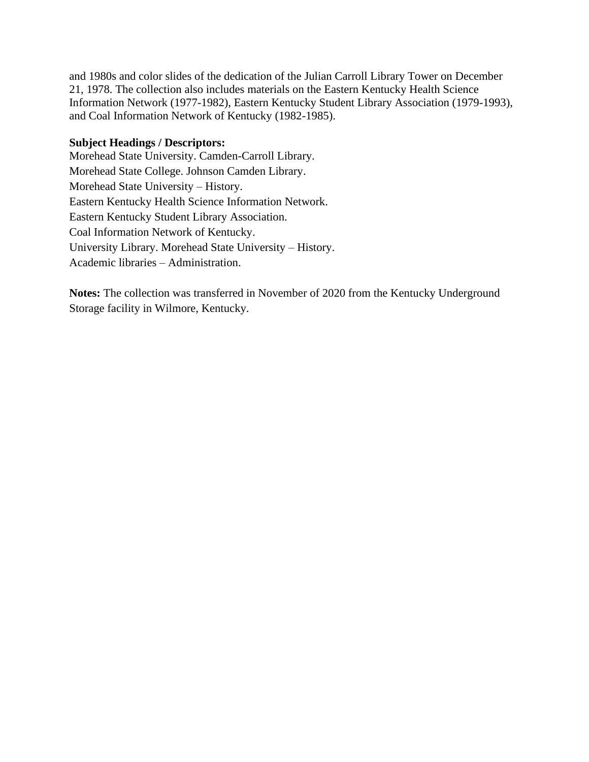and 1980s and color slides of the dedication of the Julian Carroll Library Tower on December 21, 1978. The collection also includes materials on the Eastern Kentucky Health Science Information Network (1977-1982), Eastern Kentucky Student Library Association (1979-1993), and Coal Information Network of Kentucky (1982-1985).

**Subject Headings / Descriptors:**

Morehead State University. Camden-Carroll Library.
Morehead State College. Johnson Camden Library.
Morehead State University – History.
Eastern Kentucky Health Science Information Network.
Eastern Kentucky Student Library Association.
Coal Information Network of Kentucky.
University Library. Morehead State University – History.
Academic libraries – Administration.

**Notes:** The collection was transferred in November of 2020 from the Kentucky Underground Storage facility in Wilmore, Kentucky.